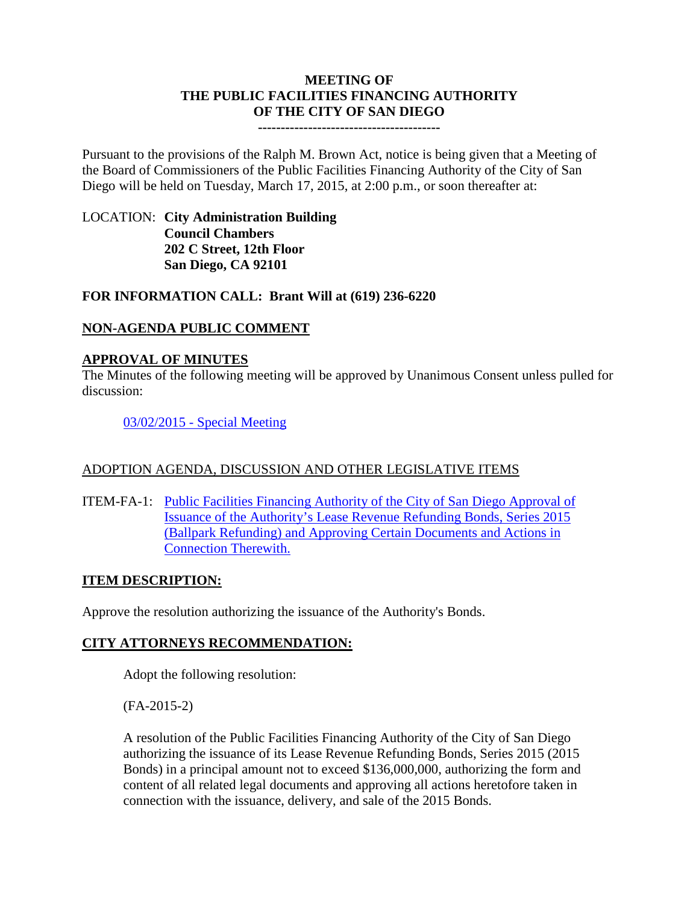# MEETING OF THE PUBLIC FACILITIES FINANCING AUTHORITY OF THE CITY OF SAN DIEGO

---------------------------------------

Pursuant to the provisions of the Ralph M. Brown Act, notice is being given that a Meeting of the Board of Commissioners of the Public Facilities Financing Authority of the City of San Diego will be held on Tuesday, March 17, 2015, at 2:00 p.m., or soon thereafter at:

LOCATION: **City Administration Building**
**Council Chambers**
**202 C Street, 12th Floor**
**San Diego, CA 92101**

**FOR INFORMATION CALL: Brant Will at (619) 236-6220**

## NON-AGENDA PUBLIC COMMENT

## APPROVAL OF MINUTES

The Minutes of the following meeting will be approved by Unanimous Consent unless pulled for discussion:

03/02/2015 - Special Meeting

ADOPTION AGENDA, DISCUSSION AND OTHER LEGISLATIVE ITEMS

ITEM-FA-1: Public Facilities Financing Authority of the City of San Diego Approval of Issuance of the Authority's Lease Revenue Refunding Bonds, Series 2015 (Ballpark Refunding) and Approving Certain Documents and Actions in Connection Therewith.

## ITEM DESCRIPTION:

Approve the resolution authorizing the issuance of the Authority's Bonds.

## CITY ATTORNEYS RECOMMENDATION:

Adopt the following resolution:

(FA-2015-2)

A resolution of the Public Facilities Financing Authority of the City of San Diego authorizing the issuance of its Lease Revenue Refunding Bonds, Series 2015 (2015 Bonds) in a principal amount not to exceed $136,000,000, authorizing the form and content of all related legal documents and approving all actions heretofore taken in connection with the issuance, delivery, and sale of the 2015 Bonds.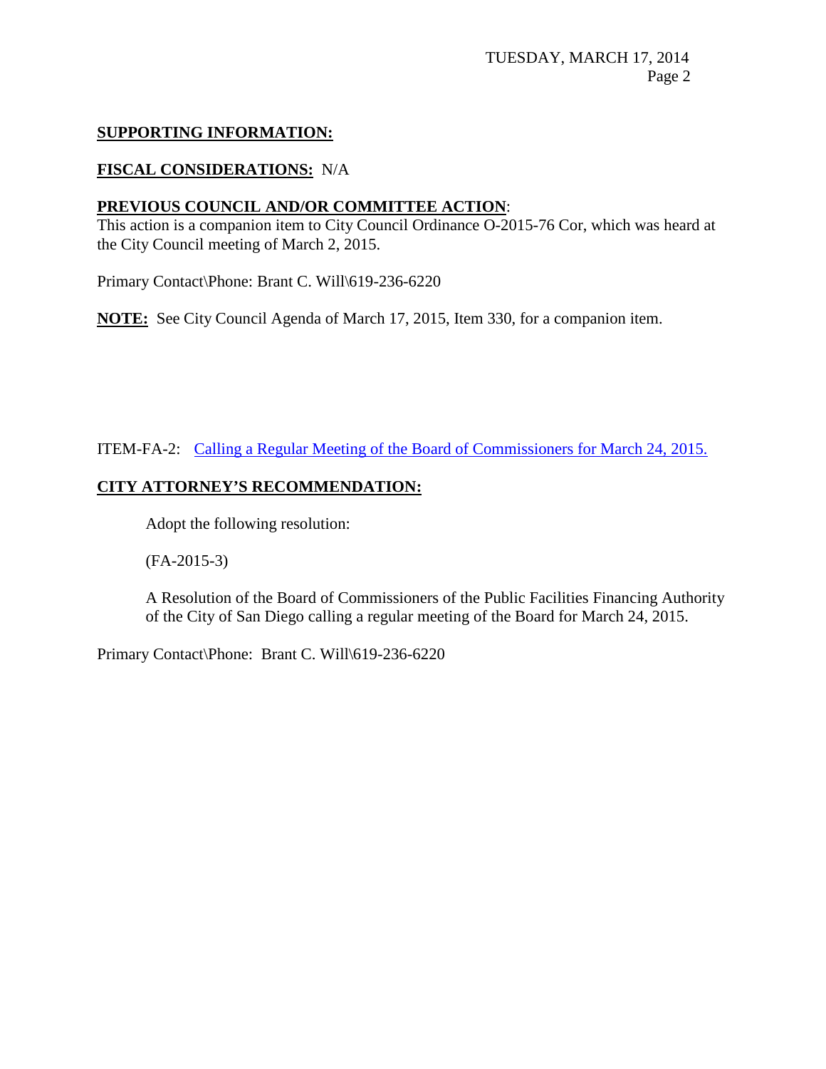**SUPPORTING INFORMATION:**

**FISCAL CONSIDERATIONS:** N/A

**PREVIOUS COUNCIL AND/OR COMMITTEE ACTION**:
This action is a companion item to City Council Ordinance O-2015-76 Cor, which was heard at the City Council meeting of March 2, 2015.

Primary Contact\Phone: Brant C. Will\619-236-6220

**NOTE:** See City Council Agenda of March 17, 2015, Item 330, for a companion item.

ITEM-FA-2: Calling a Regular Meeting of the Board of Commissioners for March 24, 2015.

**CITY ATTORNEY'S RECOMMENDATION:**

Adopt the following resolution:

(FA-2015-3)

A Resolution of the Board of Commissioners of the Public Facilities Financing Authority of the City of San Diego calling a regular meeting of the Board for March 24, 2015.

Primary Contact\Phone: Brant C. Will\619-236-6220